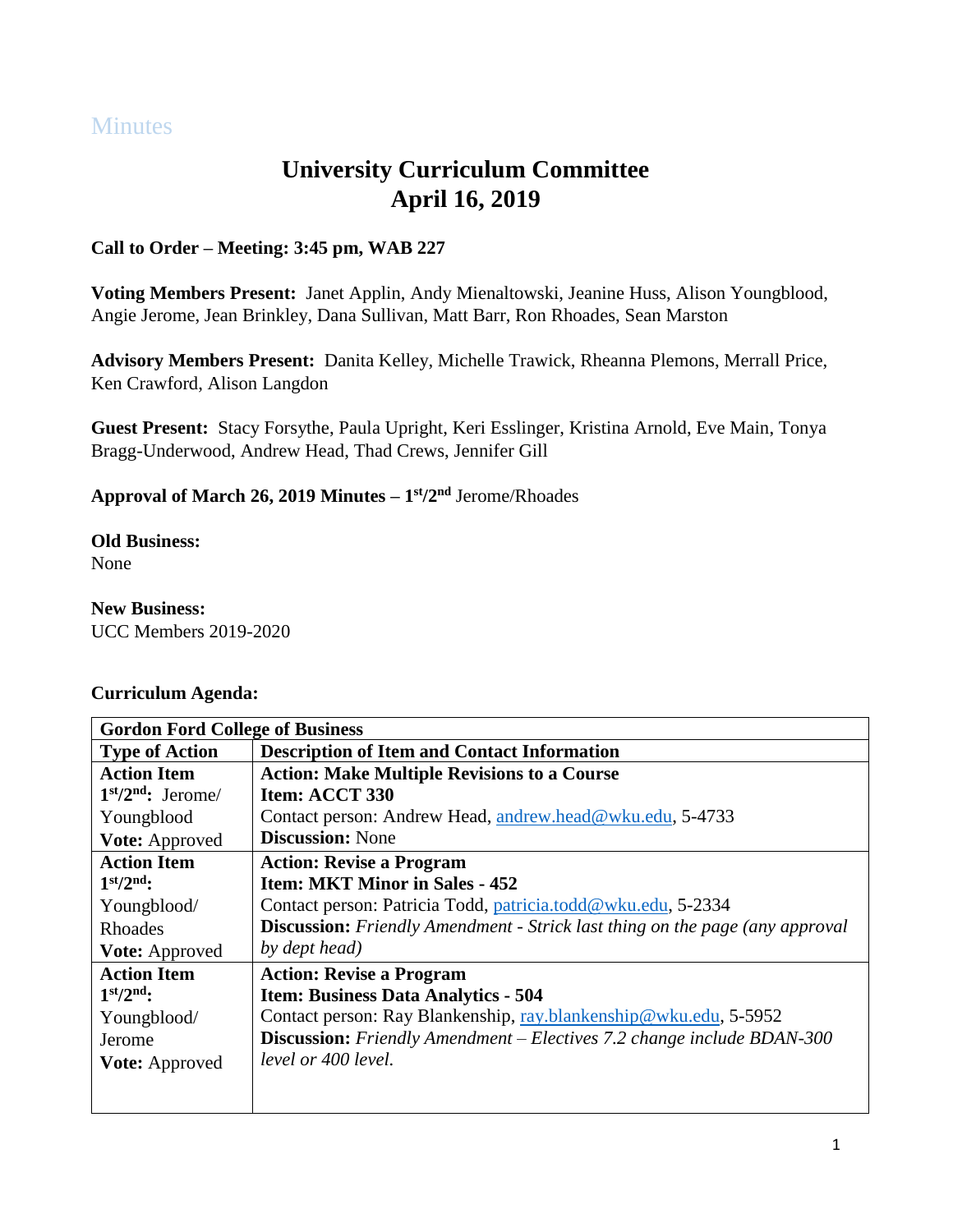Minutes

# University Curriculum Committee
# April 16, 2019

**Call to Order – Meeting: 3:45 pm, WAB 227**

**Voting Members Present:** Janet Applin, Andy Mienaltowski, Jeanine Huss, Alison Youngblood, Angie Jerome, Jean Brinkley, Dana Sullivan, Matt Barr, Ron Rhoades, Sean Marston

**Advisory Members Present:** Danita Kelley, Michelle Trawick, Rheanna Plemons, Merrall Price, Ken Crawford, Alison Langdon

**Guest Present:** Stacy Forsythe, Paula Upright, Keri Esslinger, Kristina Arnold, Eve Main, Tonya Bragg-Underwood, Andrew Head, Thad Crews, Jennifer Gill

**Approval of March 26, 2019 Minutes – 1st/2nd** Jerome/Rhoades

**Old Business:**
None

**New Business:**
UCC Members 2019-2020

**Curriculum Agenda:**

| **Gordon Ford College of Business** | |
|---|---|
| **Type of Action** | **Description of Item and Contact Information** |
| **Action Item**<br>**1st/2nd:** Jerome/ Youngblood<br>**Vote:** Approved | **Action: Make Multiple Revisions to a Course**<br>**Item: ACCT 330**<br>Contact person: Andrew Head, andrew.head@wku.edu, 5-4733<br>**Discussion:** None |
| **Action Item**<br>**1st/2nd:** Youngblood/ Rhoades<br>**Vote:** Approved | **Action: Revise a Program**<br>**Item: MKT Minor in Sales - 452**<br>Contact person: Patricia Todd, patricia.todd@wku.edu, 5-2334<br>**Discussion:** *Friendly Amendment - Strick last thing on the page (any approval by dept head)* |
| **Action Item**<br>**1st/2nd:** Youngblood/ Jerome<br>**Vote:** Approved | **Action: Revise a Program**<br>**Item: Business Data Analytics - 504**<br>Contact person: Ray Blankenship, ray.blankenship@wku.edu, 5-5952<br>**Discussion:** *Friendly Amendment – Electives 7.2 change include BDAN-300 level or 400 level.* |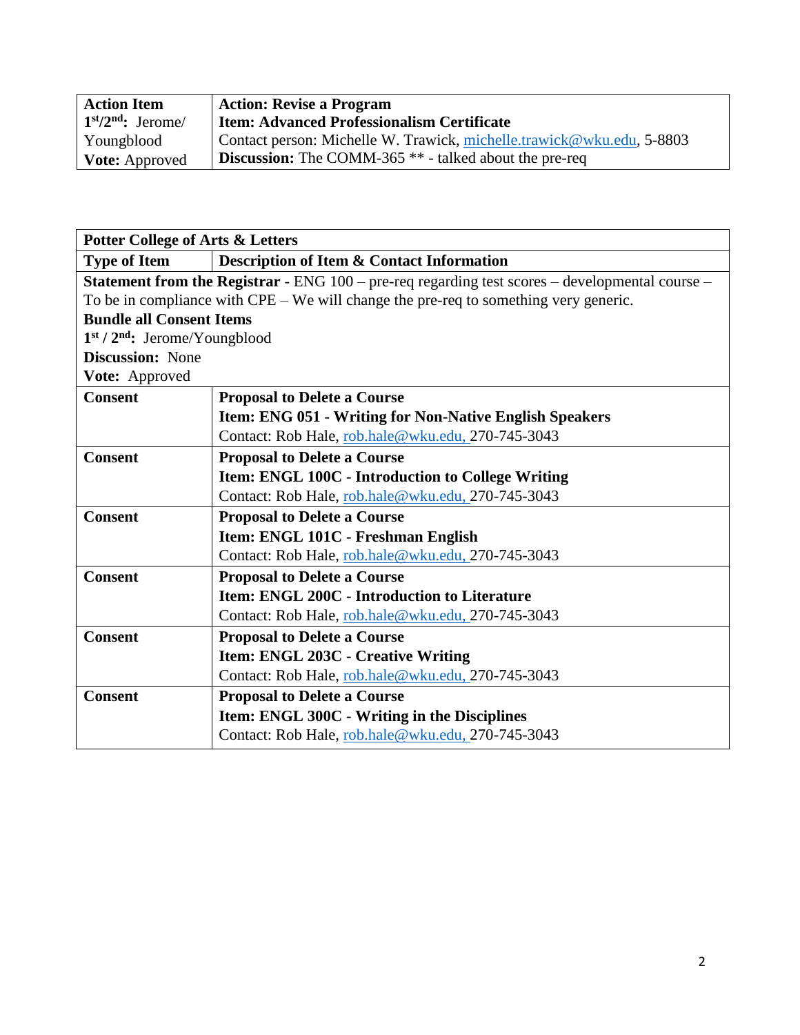| Action Item | Action: Revise a Program |
|---|---|
| 1st/2nd: Jerome/ Youngblood | **Item: Advanced Professionalism Certificate** |
| | Contact person: Michelle W. Trawick, michelle.trawick@wku.edu, 5-8803 |
| **Vote:** Approved | **Discussion:** The COMM-365 ** - talked about the pre-req |

| Potter College of Arts & Letters | |
|---|---|
| **Type of Item** | **Description of Item & Contact Information** |
| **Statement from the Registrar** - ENG 100 – pre-req regarding test scores – developmental course – To be in compliance with CPE – We will change the pre-req to something very generic.<br>**Bundle all Consent Items**<br>**1st / 2nd:** Jerome/Youngblood<br>**Discussion:** None<br>**Vote:** Approved | |
| **Consent** | **Proposal to Delete a Course**<br>**Item: ENG 051 - Writing for Non-Native English Speakers**<br>Contact: Rob Hale, rob.hale@wku.edu, 270-745-3043 |
| **Consent** | **Proposal to Delete a Course**<br>**Item: ENGL 100C - Introduction to College Writing**<br>Contact: Rob Hale, rob.hale@wku.edu, 270-745-3043 |
| **Consent** | **Proposal to Delete a Course**<br>**Item: ENGL 101C - Freshman English**<br>Contact: Rob Hale, rob.hale@wku.edu, 270-745-3043 |
| **Consent** | **Proposal to Delete a Course**<br>**Item: ENGL 200C - Introduction to Literature**<br>Contact: Rob Hale, rob.hale@wku.edu, 270-745-3043 |
| **Consent** | **Proposal to Delete a Course**<br>**Item: ENGL 203C - Creative Writing**<br>Contact: Rob Hale, rob.hale@wku.edu, 270-745-3043 |
| **Consent** | **Proposal to Delete a Course**<br>**Item: ENGL 300C - Writing in the Disciplines**<br>Contact: Rob Hale, rob.hale@wku.edu, 270-745-3043 |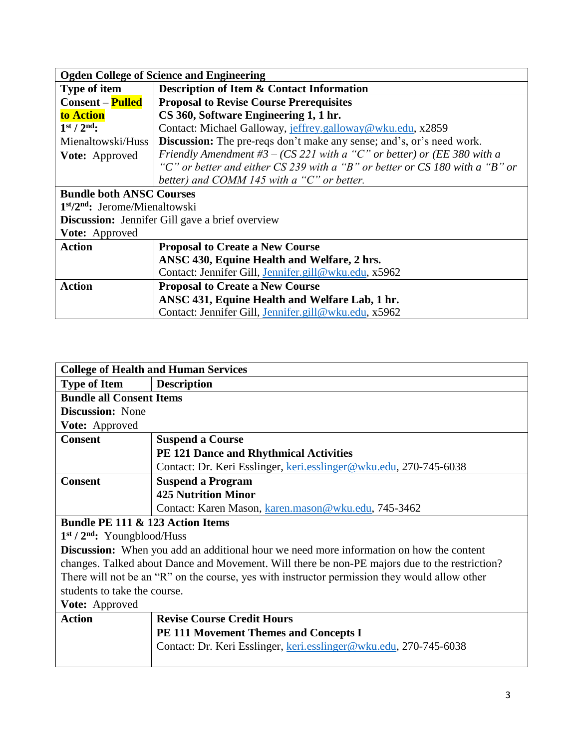| Ogden College of Science and Engineering | |
|---|---|
| **Type of item** | **Description of Item & Contact Information** |
| **Consent – Pulled to Action**<br>**1st / 2nd:** Mienaltowski/Huss<br>**Vote:** Approved | **Proposal to Revise Course Prerequisites**<br>**CS 360, Software Engineering 1, 1 hr.**<br>Contact: Michael Galloway, jeffrey.galloway@wku.edu, x2859<br>**Discussion:** The pre-reqs don't make any sense; and's, or's need work.<br>*Friendly Amendment #3 – (CS 221 with a "C" or better) or (EE 380 with a "C" or better and either CS 239 with a "B" or better or CS 180 with a "B" or better) and COMM 145 with a "C" or better.* |
| **Bundle both ANSC Courses**<br>**1st/2nd:** Jerome/Mienaltowski<br>**Discussion:** Jennifer Gill gave a brief overview<br>**Vote:** Approved | |
| **Action** | **Proposal to Create a New Course**<br>**ANSC 430, Equine Health and Welfare, 2 hrs.**<br>Contact: Jennifer Gill, Jennifer.gill@wku.edu, x5962 |
| **Action** | **Proposal to Create a New Course**<br>**ANSC 431, Equine Health and Welfare Lab, 1 hr.**<br>Contact: Jennifer Gill, Jennifer.gill@wku.edu, x5962 |

| College of Health and Human Services | |
|---|---|
| **Type of Item** | **Description** |
| **Bundle all Consent Items**<br>**Discussion:** None<br>**Vote:** Approved | |
| **Consent** | **Suspend a Course**<br>**PE 121 Dance and Rhythmical Activities**<br>Contact: Dr. Keri Esslinger, keri.esslinger@wku.edu, 270-745-6038 |
| **Consent** | **Suspend a Program**<br>**425 Nutrition Minor**<br>Contact: Karen Mason, karen.mason@wku.edu, 745-3462 |
| **Bundle PE 111 & 123 Action Items**<br>**1st / 2nd:** Youngblood/Huss<br>**Discussion:** When you add an additional hour we need more information on how the content changes. Talked about Dance and Movement. Will there be non-PE majors due to the restriction? There will not be an "R" on the course, yes with instructor permission they would allow other students to take the course.<br>**Vote:** Approved | |
| **Action** | **Revise Course Credit Hours**<br>**PE 111 Movement Themes and Concepts I**<br>Contact: Dr. Keri Esslinger, keri.esslinger@wku.edu, 270-745-6038 |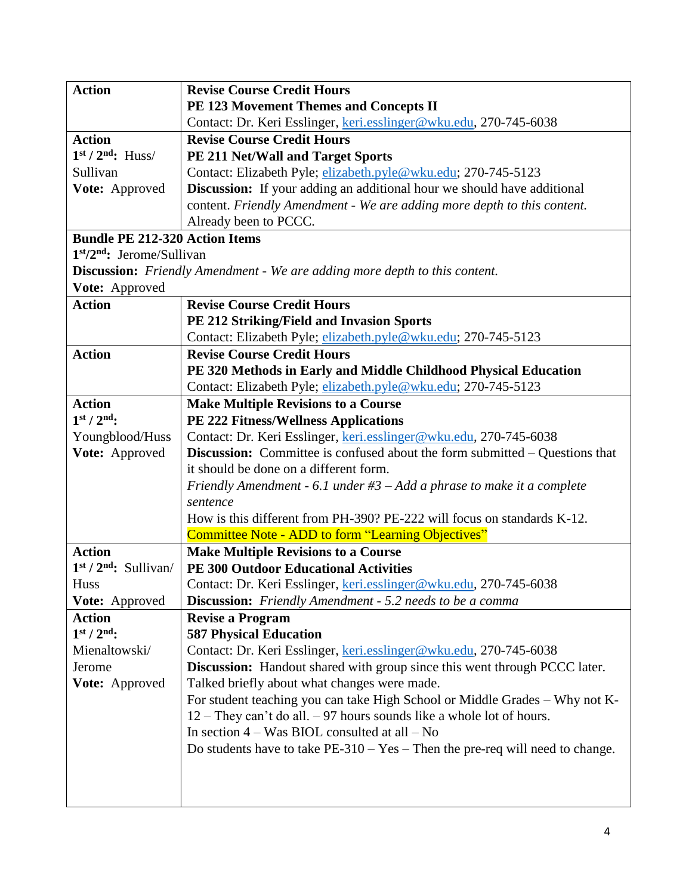| Action | **Revise Course Credit Hours**<br>**PE 123 Movement Themes and Concepts II**<br>Contact: Dr. Keri Esslinger, keri.esslinger@wku.edu, 270-745-6038 |
|---|---|
| **Action**<br>**1st / 2nd:** Huss/ Sullivan<br>**Vote:** Approved | **Revise Course Credit Hours**<br>**PE 211 Net/Wall and Target Sports**<br>Contact: Elizabeth Pyle; elizabeth.pyle@wku.edu; 270-745-5123<br>**Discussion:** If your adding an additional hour we should have additional content. *Friendly Amendment - We are adding more depth to this content.*<br>Already been to PCCC. |
| **Bundle PE 212-320 Action Items**<br>**1st/2nd:** Jerome/Sullivan<br>**Discussion:** *Friendly Amendment - We are adding more depth to this content.*<br>**Vote:** Approved | |
| **Action** | **Revise Course Credit Hours**<br>**PE 212 Striking/Field and Invasion Sports**<br>Contact: Elizabeth Pyle; elizabeth.pyle@wku.edu; 270-745-5123 |
| **Action** | **Revise Course Credit Hours**<br>**PE 320 Methods in Early and Middle Childhood Physical Education**<br>Contact: Elizabeth Pyle; elizabeth.pyle@wku.edu; 270-745-5123 |
| **Action**<br>**1st / 2nd:** Youngblood/Huss<br>**Vote:** Approved | **Make Multiple Revisions to a Course**<br>**PE 222 Fitness/Wellness Applications**<br>Contact: Dr. Keri Esslinger, keri.esslinger@wku.edu, 270-745-6038<br>**Discussion:** Committee is confused about the form submitted – Questions that it should be done on a different form.<br>*Friendly Amendment - 6.1 under #3 – Add a phrase to make it a complete sentence*<br>How is this different from PH-390? PE-222 will focus on standards K-12.<br>Committee Note - ADD to form "Learning Objectives" |
| **Action**<br>**1st / 2nd:** Sullivan/ Huss<br>**Vote:** Approved | **Make Multiple Revisions to a Course**<br>**PE 300 Outdoor Educational Activities**<br>Contact: Dr. Keri Esslinger, keri.esslinger@wku.edu, 270-745-6038<br>**Discussion:** *Friendly Amendment - 5.2 needs to be a comma* |
| **Action**<br>**1st / 2nd:** Mienaltowski/ Jerome<br>**Vote:** Approved | **Revise a Program**<br>**587 Physical Education**<br>Contact: Dr. Keri Esslinger, keri.esslinger@wku.edu, 270-745-6038<br>**Discussion:** Handout shared with group since this went through PCCC later. Talked briefly about what changes were made.<br>For student teaching you can take High School or Middle Grades – Why not K-12 – They can't do all. – 97 hours sounds like a whole lot of hours.<br>In section 4 – Was BIOL consulted at all – No<br>Do students have to take PE-310 – Yes – Then the pre-req will need to change. |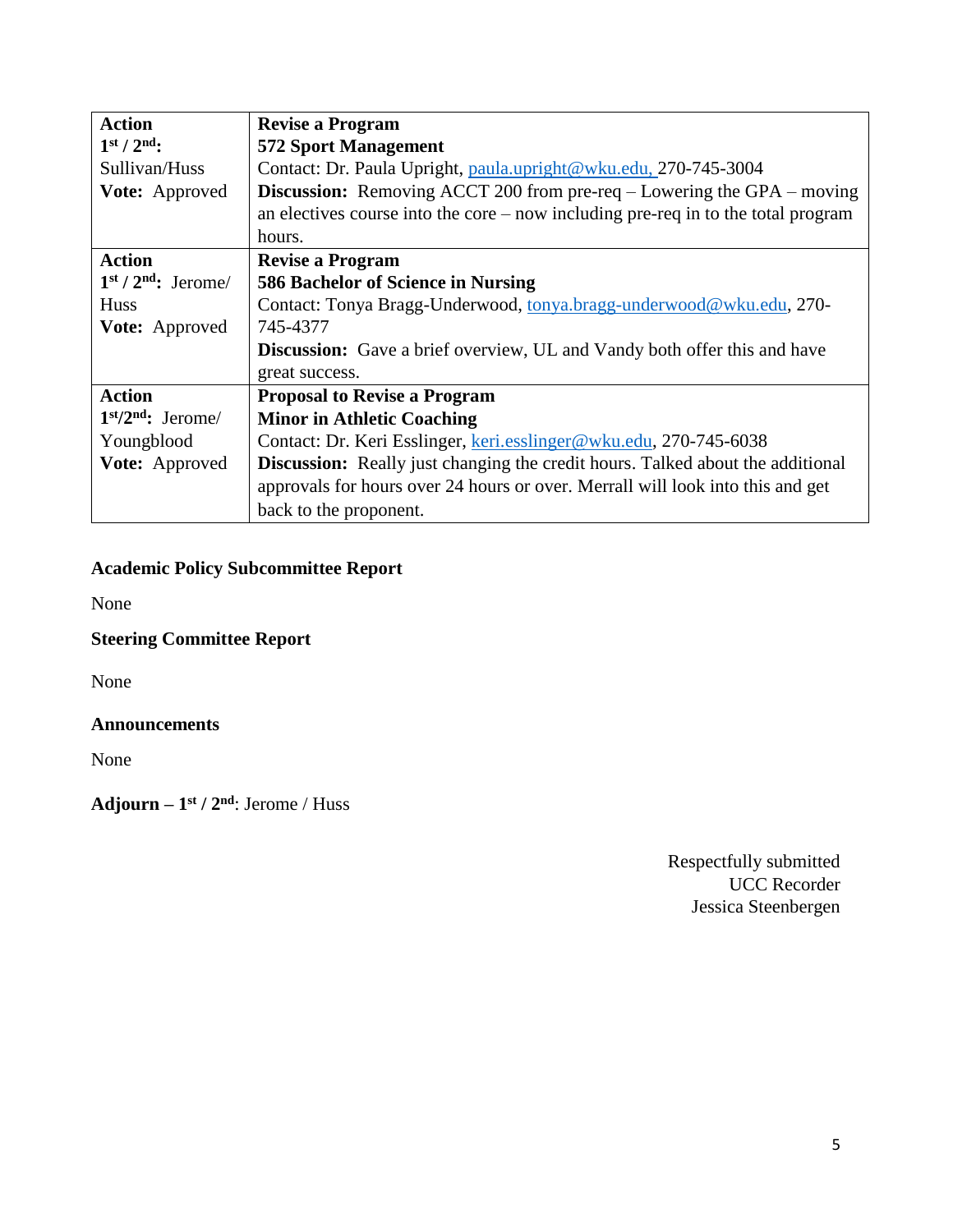| **Action**<br>**1st / 2nd:**<br>Sullivan/Huss<br>**Vote:** Approved | **Revise a Program**<br>**572 Sport Management**<br>Contact: Dr. Paula Upright, paula.upright@wku.edu, 270-745-3004<br>**Discussion:** Removing ACCT 200 from pre-req – Lowering the GPA – moving an electives course into the core – now including pre-req in to the total program hours. |
|---|---|
| **Action**<br>**1st / 2nd:** Jerome/ Huss<br>**Vote:** Approved | **Revise a Program**<br>**586 Bachelor of Science in Nursing**<br>Contact: Tonya Bragg-Underwood, tonya.bragg-underwood@wku.edu, 270-745-4377<br>**Discussion:** Gave a brief overview, UL and Vandy both offer this and have great success. |
| **Action**<br>**1st/2nd:** Jerome/ Youngblood<br>**Vote:** Approved | **Proposal to Revise a Program**<br>**Minor in Athletic Coaching**<br>Contact: Dr. Keri Esslinger, keri.esslinger@wku.edu, 270-745-6038<br>**Discussion:** Really just changing the credit hours. Talked about the additional approvals for hours over 24 hours or over. Merrall will look into this and get back to the proponent. |

**Academic Policy Subcommittee Report**

None

**Steering Committee Report**

None

**Announcements**

None

**Adjourn – 1st / 2nd**: Jerome / Huss

Respectfully submitted
UCC Recorder
Jessica Steenbergen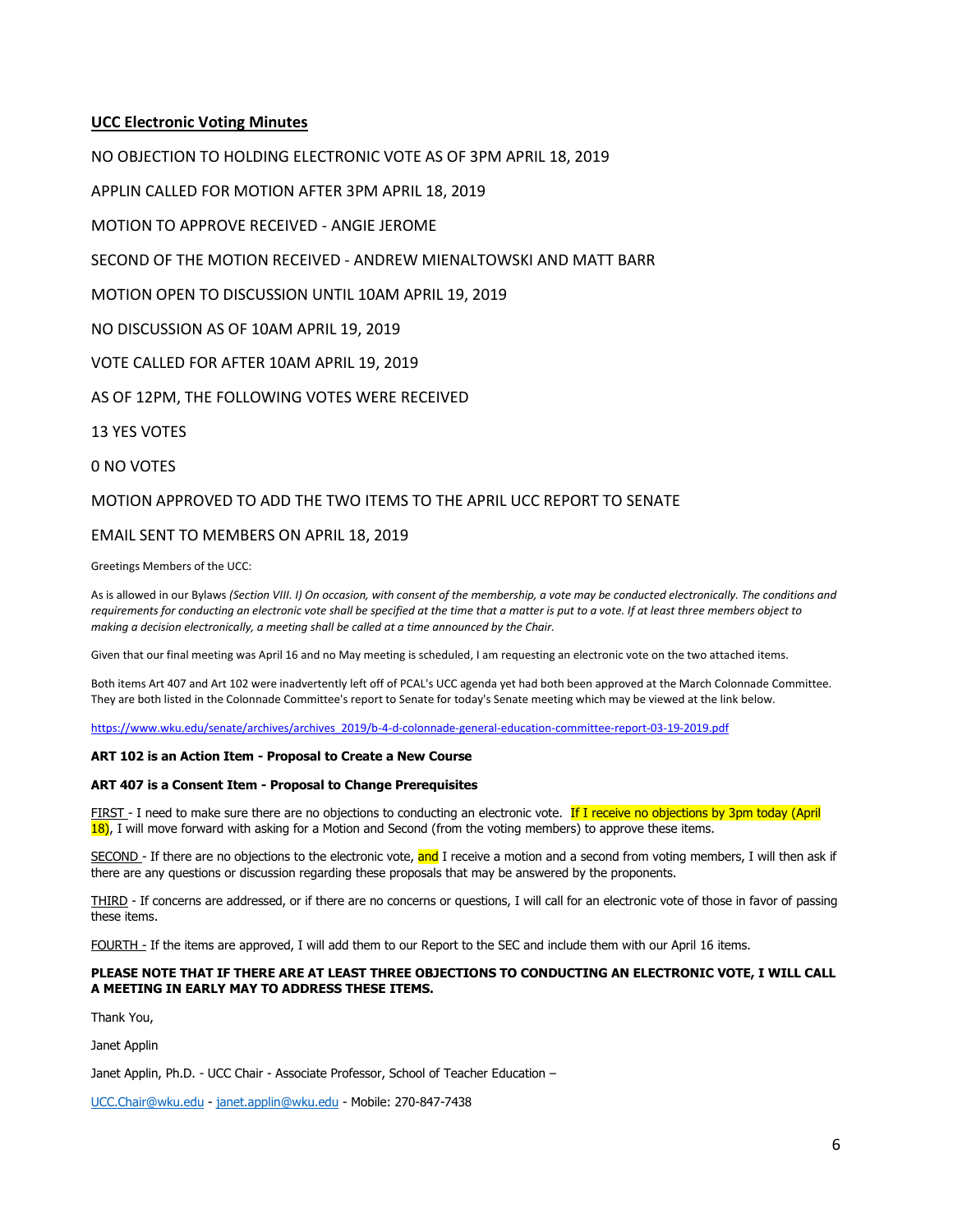## UCC Electronic Voting Minutes

NO OBJECTION TO HOLDING ELECTRONIC VOTE AS OF 3PM APRIL 18, 2019

APPLIN CALLED FOR MOTION AFTER 3PM APRIL 18, 2019

MOTION TO APPROVE RECEIVED - ANGIE JEROME

SECOND OF THE MOTION RECEIVED - ANDREW MIENALTOWSKI AND MATT BARR

MOTION OPEN TO DISCUSSION UNTIL 10AM APRIL 19, 2019

NO DISCUSSION AS OF 10AM APRIL 19, 2019

VOTE CALLED FOR AFTER 10AM APRIL 19, 2019

AS OF 12PM, THE FOLLOWING VOTES WERE RECEIVED

13 YES VOTES

0 NO VOTES

MOTION APPROVED TO ADD THE TWO ITEMS TO THE APRIL UCC REPORT TO SENATE

EMAIL SENT TO MEMBERS ON APRIL 18, 2019

Greetings Members of the UCC:

As is allowed in our Bylaws *(Section VIII. I) On occasion, with consent of the membership, a vote may be conducted electronically. The conditions and requirements for conducting an electronic vote shall be specified at the time that a matter is put to a vote. If at least three members object to making a decision electronically, a meeting shall be called at a time announced by the Chair.*

Given that our final meeting was April 16 and no May meeting is scheduled, I am requesting an electronic vote on the two attached items.

Both items Art 407 and Art 102 were inadvertently left off of PCAL's UCC agenda yet had both been approved at the March Colonnade Committee. They are both listed in the Colonnade Committee's report to Senate for today's Senate meeting which may be viewed at the link below.

https://www.wku.edu/senate/archives/archives_2019/b-4-d-colonnade-general-education-committee-report-03-19-2019.pdf

**ART 102 is an Action Item - Proposal to Create a New Course**

**ART 407 is a Consent Item - Proposal to Change Prerequisites**

FIRST - I need to make sure there are no objections to conducting an electronic vote. If I receive no objections by 3pm today (April 18), I will move forward with asking for a Motion and Second (from the voting members) to approve these items.

SECOND - If there are no objections to the electronic vote, and I receive a motion and a second from voting members, I will then ask if there are any questions or discussion regarding these proposals that may be answered by the proponents.

THIRD - If concerns are addressed, or if there are no concerns or questions, I will call for an electronic vote of those in favor of passing these items.

FOURTH - If the items are approved, I will add them to our Report to the SEC and include them with our April 16 items.

**PLEASE NOTE THAT IF THERE ARE AT LEAST THREE OBJECTIONS TO CONDUCTING AN ELECTRONIC VOTE, I WILL CALL A MEETING IN EARLY MAY TO ADDRESS THESE ITEMS.**

Thank You,

Janet Applin

Janet Applin, Ph.D. - UCC Chair - Associate Professor, School of Teacher Education –

UCC.Chair@wku.edu - janet.applin@wku.edu - Mobile: 270-847-7438